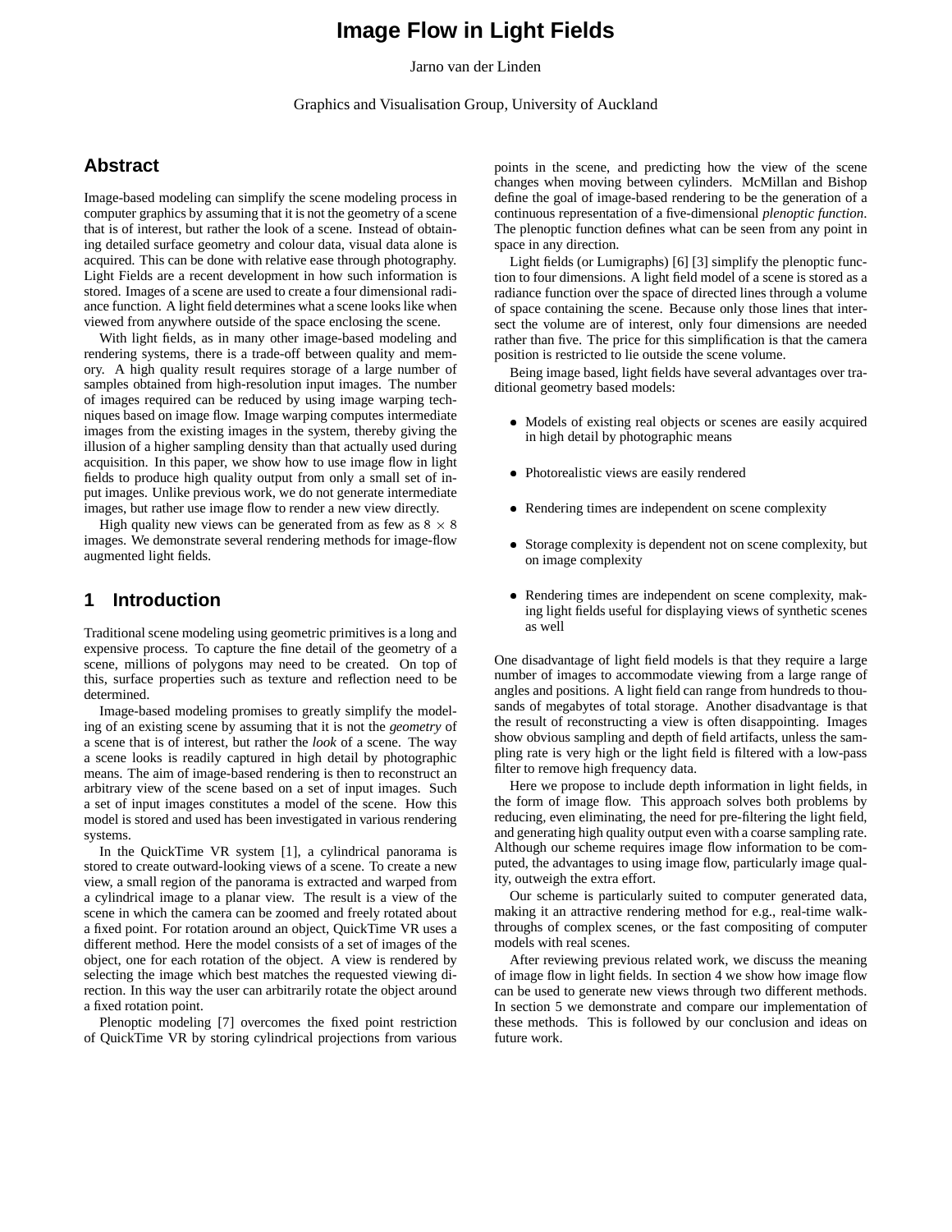# Image Flow in Light Fields

Jarno van der Linden

Graphics and Visualisation Group, University of Auckland

## Abstract

Image-based modeling can simplify the scene modeling process in computer graphics by assuming that it is not the geometry of a scene that is of interest, but rather the look of a scene. Instead of obtaining detailed surface geometry and colour data, visual data alone is acquired. This can be done with relative ease through photography. Light Fields are a recent development in how such information is stored. Images of a scene are used to create a four dimensional radiance function. A light field determines what a scene looks like when viewed from anywhere outside of the space enclosing the scene.

With light fields, as in many other image-based modeling and rendering systems, there is a trade-off between quality and memory. A high quality result requires storage of a large number of samples obtained from high-resolution input images. The number of images required can be reduced by using image warping techniques based on image flow. Image warping computes intermediate images from the existing images in the system, thereby giving the illusion of a higher sampling density than that actually used during acquisition. In this paper, we show how to use image flow in light fields to produce high quality output from only a small set of input images. Unlike previous work, we do not generate intermediate images, but rather use image flow to render a new view directly.

High quality new views can be generated from as few as $8 \times 8$ images. We demonstrate several rendering methods for image-flow augmented light fields.

## 1 Introduction

Traditional scene modeling using geometric primitives is a long and expensive process. To capture the fine detail of the geometry of a scene, millions of polygons may need to be created. On top of this, surface properties such as texture and reflection need to be determined.

Image-based modeling promises to greatly simplify the modeling of an existing scene by assuming that it is not the *geometry* of a scene that is of interest, but rather the *look* of a scene. The way a scene looks is readily captured in high detail by photographic means. The aim of image-based rendering is then to reconstruct an arbitrary view of the scene based on a set of input images. Such a set of input images constitutes a model of the scene. How this model is stored and used has been investigated in various rendering systems.

In the QuickTime VR system [1], a cylindrical panorama is stored to create outward-looking views of a scene. To create a new view, a small region of the panorama is extracted and warped from a cylindrical image to a planar view. The result is a view of the scene in which the camera can be zoomed and freely rotated about a fixed point. For rotation around an object, QuickTime VR uses a different method. Here the model consists of a set of images of the object, one for each rotation of the object. A view is rendered by selecting the image which best matches the requested viewing direction. In this way the user can arbitrarily rotate the object around a fixed rotation point.

Plenoptic modeling [7] overcomes the fixed point restriction of QuickTime VR by storing cylindrical projections from various points in the scene, and predicting how the view of the scene changes when moving between cylinders. McMillan and Bishop define the goal of image-based rendering to be the generation of a continuous representation of a five-dimensional *plenoptic function*. The plenoptic function defines what can be seen from any point in space in any direction.

Light fields (or Lumigraphs) [6] [3] simplify the plenoptic function to four dimensions. A light field model of a scene is stored as a radiance function over the space of directed lines through a volume of space containing the scene. Because only those lines that intersect the volume are of interest, only four dimensions are needed rather than five. The price for this simplification is that the camera position is restricted to lie outside the scene volume.

Being image based, light fields have several advantages over traditional geometry based models:

- Models of existing real objects or scenes are easily acquired in high detail by photographic means
- Photorealistic views are easily rendered
- Rendering times are independent on scene complexity
- Storage complexity is dependent not on scene complexity, but on image complexity
- Rendering times are independent on scene complexity, making light fields useful for displaying views of synthetic scenes as well

One disadvantage of light field models is that they require a large number of images to accommodate viewing from a large range of angles and positions. A light field can range from hundreds to thousands of megabytes of total storage. Another disadvantage is that the result of reconstructing a view is often disappointing. Images show obvious sampling and depth of field artifacts, unless the sampling rate is very high or the light field is filtered with a low-pass filter to remove high frequency data.

Here we propose to include depth information in light fields, in the form of image flow. This approach solves both problems by reducing, even eliminating, the need for pre-filtering the light field, and generating high quality output even with a coarse sampling rate. Although our scheme requires image flow information to be computed, the advantages to using image flow, particularly image quality, outweigh the extra effort.

Our scheme is particularly suited to computer generated data, making it an attractive rendering method for e.g., real-time walkthroughs of complex scenes, or the fast compositing of computer models with real scenes.

After reviewing previous related work, we discuss the meaning of image flow in light fields. In section 4 we show how image flow can be used to generate new views through two different methods. In section 5 we demonstrate and compare our implementation of these methods. This is followed by our conclusion and ideas on future work.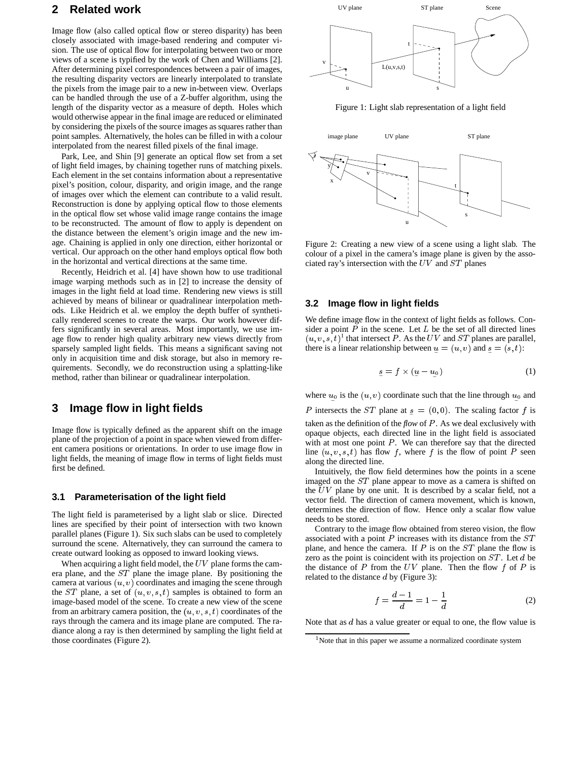## 2 Related work

Image flow (also called optical flow or stereo disparity) has been closely associated with image-based rendering and computer vision. The use of optical flow for interpolating between two or more views of a scene is typified by the work of Chen and Williams [2]. After determining pixel correspondences between a pair of images, the resulting disparity vectors are linearly interpolated to translate the pixels from the image pair to a new in-between view. Overlaps can be handled through the use of a Z-buffer algorithm, using the length of the disparity vector as a measure of depth. Holes which would otherwise appear in the final image are reduced or eliminated by considering the pixels of the source images as squares rather than point samples. Alternatively, the holes can be filled in with a colour interpolated from the nearest filled pixels of the final image.

Park, Lee, and Shin [9] generate an optical flow set from a set of light field images, by chaining together runs of matching pixels. Each element in the set contains information about a representative pixel's position, colour, disparity, and origin image, and the range of images over which the element can contribute to a valid result. Reconstruction is done by applying optical flow to those elements in the optical flow set whose valid image range contains the image to be reconstructed. The amount of flow to apply is dependent on the distance between the element's origin image and the new image. Chaining is applied in only one direction, either horizontal or vertical. Our approach on the other hand employs optical flow both in the horizontal and vertical directions at the same time.

Recently, Heidrich et al. [4] have shown how to use traditional image warping methods such as in [2] to increase the density of images in the light field at load time. Rendering new views is still achieved by means of bilinear or quadralinear interpolation methods. Like Heidrich et al. we employ the depth buffer of synthetically rendered scenes to create the warps. Our work however differs significantly in several areas. Most importantly, we use image flow to render high quality arbitrary new views directly from sparsely sampled light fields. This means a significant saving not only in acquisition time and disk storage, but also in memory requirements. Secondly, we do reconstruction using a splatting-like method, rather than bilinear or quadralinear interpolation.

## 3 Image flow in light fields

Image flow is typically defined as the apparent shift on the image plane of the projection of a point in space when viewed from different camera positions or orientations. In order to use image flow in light fields, the meaning of image flow in terms of light fields must first be defined.

### 3.1 Parameterisation of the light field

The light field is parameterised by a light slab or slice. Directed lines are specified by their point of intersection with two known parallel planes (Figure 1). Six such slabs can be used to completely surround the scene. Alternatively, they can surround the camera to create outward looking as opposed to inward looking views.

When acquiring a light field model, the $UV$ plane forms the camera plane, and the $ST$ plane the image plane. By positioning the camera at various $(u, v)$ coordinates and imaging the scene through the $ST$ plane, a set of $(u, v, s, t)$ samples is obtained to form an image-based model of the scene. To create a new view of the scene from an arbitrary camera position, the $(u, v, s, t)$ coordinates of the rays through the camera and its image plane are computed. The radiance along a ray is then determined by sampling the light field at those coordinates (Figure 2).

Figure 1: Light slab representation of a light field

Figure 2: Creating a new view of a scene using a light slab. The colour of a pixel in the camera's image plane is given by the associated ray's intersection with the $UV$ and $ST$ planes

### 3.2 Image flow in light fields

We define image flow in the context of light fields as follows. Consider a point $P$ in the scene. Let $L$ be the set of all directed lines $(u, v, s, t)$[1] that intersect $P$. As the $UV$ and $ST$ planes are parallel, there is a linear relationship between $\underline{u} = (u, v)$ and $\underline{s} = (s, t)$:

$$\underline{s} = f \times (\underline{u} - \underline{u}_0) \quad (1)$$

where $\underline{u}_0$ is the $(u, v)$ coordinate such that the line through $\underline{u}_0$ and $P$ intersects the $ST$ plane at $\underline{s} = (0, 0)$. The scaling factor $f$ is taken as the definition of the *flow* of $P$. As we deal exclusively with opaque objects, each directed line in the light field is associated with at most one point $P$. We can therefore say that the directed line $(u, v, s, t)$ has flow $f$, where $f$ is the flow of point $P$ seen along the directed line.

Intuitively, the flow field determines how the points in a scene imaged on the $ST$ plane appear to move as a camera is shifted on the $UV$ plane by one unit. It is described by a scalar field, not a vector field. The direction of camera movement, which is known, determines the direction of flow. Hence only a scalar flow value needs to be stored.

Contrary to the image flow obtained from stereo vision, the flow associated with a point $P$ increases with its distance from the $ST$ plane, and hence the camera. If $P$ is on the $ST$ plane the flow is zero as the point is coincident with its projection on $ST$. Let $d$ be the distance of $P$ from the $UV$ plane. Then the flow $f$ of $P$ is related to the distance $d$ by (Figure 3):

$$f = \frac{d-1}{d} = 1 - \frac{1}{d} \quad (2)$$

Note that as $d$ has a value greater or equal to one, the flow value is

[1] Note that in this paper we assume a normalized coordinate system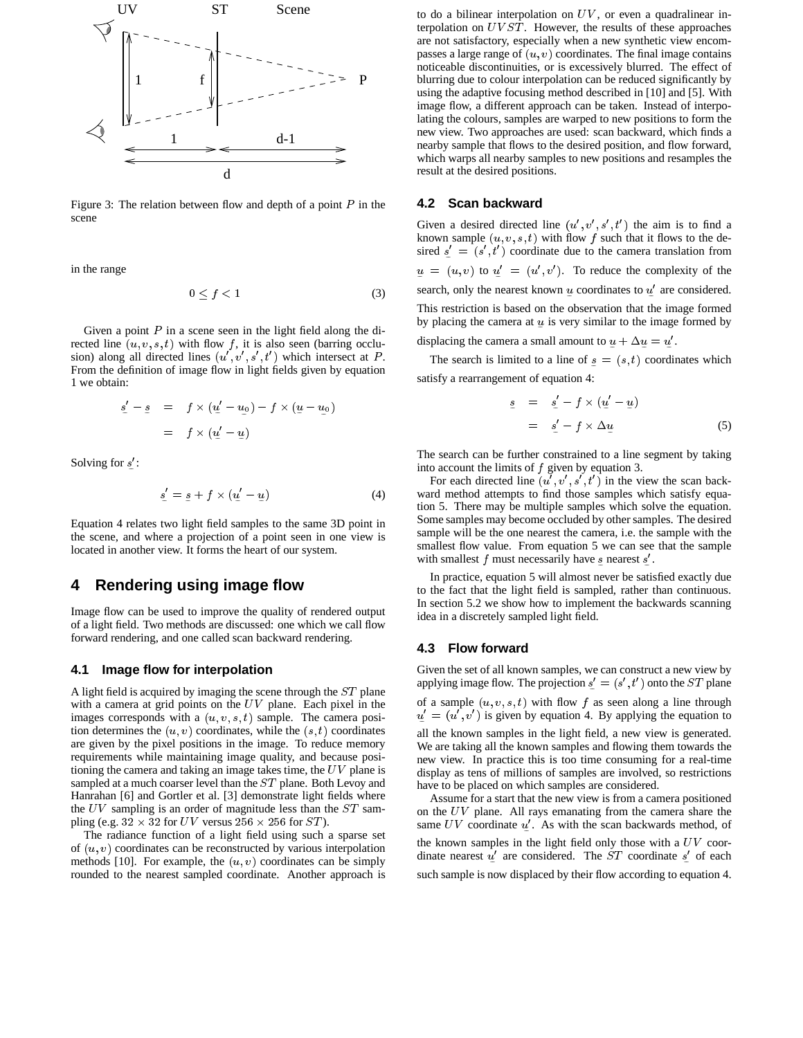Figure 3: The relation between flow and depth of a point $P$ in the scene

in the range

$$0 \leq f < 1 \tag{3}$$

Given a point $P$ in a scene seen in the light field along the directed line $(u,v,s,t)$ with flow $f$, it is also seen (barring occlusion) along all directed lines $(u',v',s',t')$ which intersect at $P$. From the definition of image flow in light fields given by equation 1 we obtain:

$$\begin{aligned} \underline{s}' - \underline{s} &= f \times (\underline{u}' - \underline{u}_0) - f \times (\underline{u} - \underline{u}_0) \\ &= f \times (\underline{u}' - \underline{u}) \end{aligned}$$

Solving for $\underline{s}'$:

$$\underline{s}' = \underline{s} + f \times (\underline{u}' - \underline{u}) \tag{4}$$

Equation 4 relates two light field samples to the same 3D point in the scene, and where a projection of a point seen in one view is located in another view. It forms the heart of our system.

# 4 Rendering using image flow

Image flow can be used to improve the quality of rendered output of a light field. Two methods are discussed: one which we call flow forward rendering, and one called scan backward rendering.

## 4.1 Image flow for interpolation

A light field is acquired by imaging the scene through the $ST$ plane with a camera at grid points on the $UV$ plane. Each pixel in the images corresponds with a $(u,v,s,t)$ sample. The camera position determines the $(u,v)$ coordinates, while the $(s,t)$ coordinates are given by the pixel positions in the image. To reduce memory requirements while maintaining image quality, and because positioning the camera and taking an image takes time, the $UV$ plane is sampled at a much coarser level than the $ST$ plane. Both Levoy and Hanrahan [6] and Gortler et al. [3] demonstrate light fields where the $UV$ sampling is an order of magnitude less than the $ST$ sampling (e.g. $32 \times 32$ for $UV$ versus $256 \times 256$ for $ST$).

The radiance function of a light field using such a sparse set of $(u,v)$ coordinates can be reconstructed by various interpolation methods [10]. For example, the $(u,v)$ coordinates can be simply rounded to the nearest sampled coordinate. Another approach is to do a bilinear interpolation on $UV$, or even a quadralinear interpolation on $UVST$. However, the results of these approaches are not satisfactory, especially when a new synthetic view encompasses a large range of $(u,v)$ coordinates. The final image contains noticeable discontinuities, or is excessively blurred. The effect of blurring due to colour interpolation can be reduced significantly by using the adaptive focusing method described in [10] and [5]. With image flow, a different approach can be taken. Instead of interpolating the colours, samples are warped to new positions to form the new view. Two approaches are used: scan backward, which finds a nearby sample that flows to the desired position, and flow forward, which warps all nearby samples to new positions and resamples the result at the desired positions.

## 4.2 Scan backward

Given a desired directed line $(u',v',s',t')$ the aim is to find a known sample $(u,v,s,t)$ with flow $f$ such that it flows to the desired $\underline{s}' = (s',t')$ coordinate due to the camera translation from $\underline{u} = (u,v)$ to $\underline{u}' = (u',v')$. To reduce the complexity of the search, only the nearest known $\underline{u}$ coordinates to $\underline{u}'$ are considered. This restriction is based on the observation that the image formed by placing the camera at $\underline{u}$ is very similar to the image formed by displacing the camera a small amount to $\underline{u} + \Delta\underline{u} = \underline{u}'$.

The search is limited to a line of $\underline{s} = (s,t)$ coordinates which satisfy a rearrangement of equation 4:

$$\begin{aligned} \underline{s} &= \underline{s}' - f \times (\underline{u}' - \underline{u}) \\ &= \underline{s}' - f \times \Delta\underline{u} \end{aligned} \tag{5}$$

The search can be further constrained to a line segment by taking into account the limits of $f$ given by equation 3.

For each directed line $(u',v',s',t')$ in the view the scan backward method attempts to find those samples which satisfy equation 5. There may be multiple samples which solve the equation. Some samples may become occluded by other samples. The desired sample will be the one nearest the camera, i.e. the sample with the smallest flow value. From equation 5 we can see that the sample with smallest $f$ must necessarily have $\underline{s}$ nearest $\underline{s}'$.

In practice, equation 5 will almost never be satisfied exactly due to the fact that the light field is sampled, rather than continuous. In section 5.2 we show how to implement the backwards scanning idea in a discretely sampled light field.

## 4.3 Flow forward

Given the set of all known samples, we can construct a new view by applying image flow. The projection $\underline{s}' = (s',t')$ onto the $ST$ plane of a sample $(u,v,s,t)$ with flow $f$ as seen along a line through $\underline{u}' = (u',v')$ is given by equation 4. By applying the equation to all the known samples in the light field, a new view is generated. We are taking all the known samples and flowing them towards the new view. In practice this is too time consuming for a real-time display as tens of millions of samples are involved, so restrictions have to be placed on which samples are considered.

Assume for a start that the new view is from a camera positioned on the $UV$ plane. All rays emanating from the camera share the same $UV$ coordinate $\underline{u}'$. As with the scan backwards method, of the known samples in the light field only those with a $UV$ coordinate nearest $\underline{u}'$ are considered. The $ST$ coordinate $\underline{s}'$ of each such sample is now displaced by their flow according to equation 4.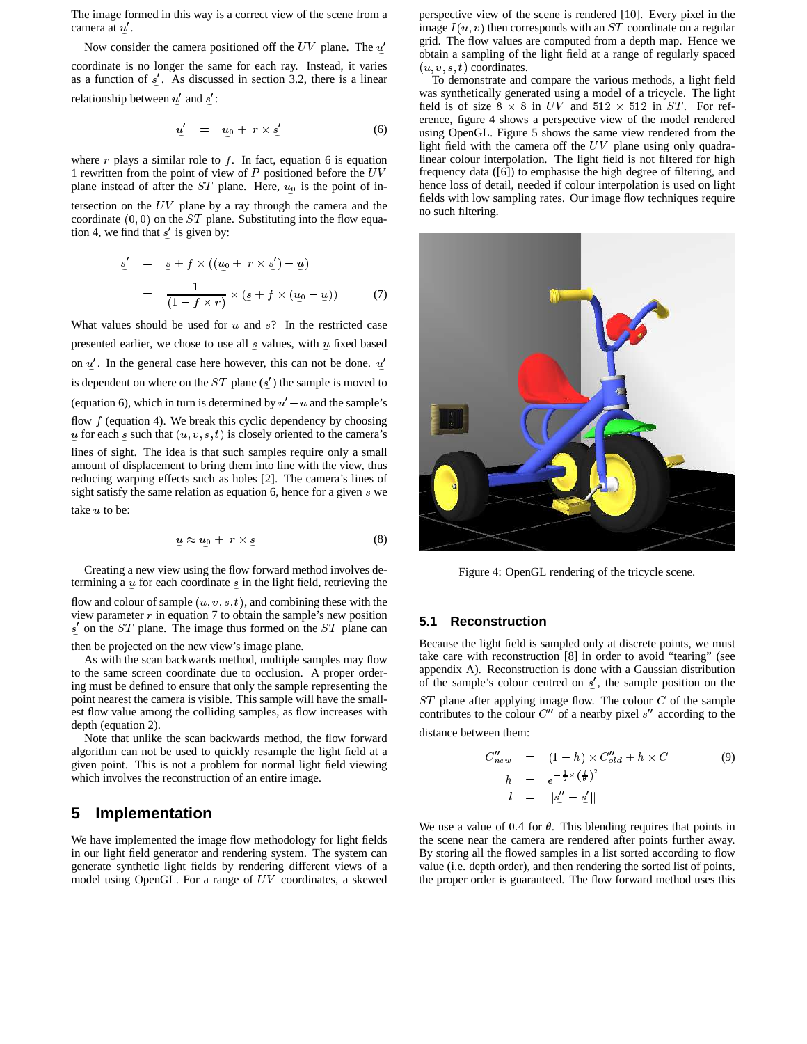The image formed in this way is a correct view of the scene from a camera at $\underline{u}'$.

Now consider the camera positioned off the $UV$ plane. The $\underline{u}'$ coordinate is no longer the same for each ray. Instead, it varies as a function of $\underline{s}'$. As discussed in section 3.2, there is a linear relationship between $\underline{u}'$ and $\underline{s}'$:

$$\underline{u}' = \underline{u}_0 + r \times \underline{s}' \tag{6}$$

where $r$ plays a similar role to $f$. In fact, equation 6 is equation 1 rewritten from the point of view of $P$ positioned before the $UV$ plane instead of after the $ST$ plane. Here, $\underline{u}_0$ is the point of intersection on the $UV$ plane by a ray through the camera and the coordinate $(0, 0)$ on the $ST$ plane. Substituting into the flow equation 4, we find that $\underline{s}'$ is given by:

$$\begin{aligned} \underline{s}' &= \underline{s} + f \times ((\underline{u}_0 + r \times \underline{s}') - \underline{u}) \\ &= \frac{1}{(1 - f \times r)} \times (\underline{s} + f \times (\underline{u}_0 - \underline{u})) \end{aligned} \tag{7}$$

What values should be used for $\underline{u}$ and $\underline{s}$? In the restricted case presented earlier, we chose to use all $\underline{s}$ values, with $\underline{u}$ fixed based on $\underline{u}'$. In the general case here however, this can not be done. $\underline{u}'$ is dependent on where on the $ST$ plane ($\underline{s}'$) the sample is moved to (equation 6), which in turn is determined by $\underline{u}' - \underline{u}$ and the sample's flow $f$ (equation 4). We break this cyclic dependency by choosing $\underline{u}$ for each $\underline{s}$ such that $(u, v, s, t)$ is closely oriented to the camera's lines of sight. The idea is that such samples require only a small amount of displacement to bring them into line with the view, thus reducing warping effects such as holes [2]. The camera's lines of sight satisfy the same relation as equation 6, hence for a given $\underline{s}$ we take $\underline{u}$ to be:

$$\underline{u} \approx \underline{u}_0 + r \times \underline{s} \tag{8}$$

Creating a new view using the flow forward method involves determining a $\underline{u}$ for each coordinate $\underline{s}$ in the light field, retrieving the flow and colour of sample $(u, v, s, t)$, and combining these with the view parameter $r$ in equation 7 to obtain the sample's new position $\underline{s}'$ on the $ST$ plane. The image thus formed on the $ST$ plane can then be projected on the new view's image plane.

As with the scan backwards method, multiple samples may flow to the same screen coordinate due to occlusion. A proper ordering must be defined to ensure that only the sample representing the point nearest the camera is visible. This sample will have the smallest flow value among the colliding samples, as flow increases with depth (equation 2).

Note that unlike the scan backwards method, the flow forward algorithm can not be used to quickly resample the light field at a given point. This is not a problem for normal light field viewing which involves the reconstruction of an entire image.

# 5 Implementation

We have implemented the image flow methodology for light fields in our light field generator and rendering system. The system can generate synthetic light fields by rendering different views of a model using OpenGL. For a range of $UV$ coordinates, a skewed perspective view of the scene is rendered [10]. Every pixel in the image $I(u, v)$ then corresponds with an $ST$ coordinate on a regular grid. The flow values are computed from a depth map. Hence we obtain a sampling of the light field at a range of regularly spaced $(u, v, s, t)$ coordinates.

To demonstrate and compare the various methods, a light field was synthetically generated using a model of a tricycle. The light field is of size $8 \times 8$ in $UV$ and $512 \times 512$ in $ST$. For reference, figure 4 shows a perspective view of the model rendered using OpenGL. Figure 5 shows the same view rendered from the light field with the camera off the $UV$ plane using only quadralinear colour interpolation. The light field is not filtered for high frequency data ([6]) to emphasise the high degree of filtering, and hence loss of detail, needed if colour interpolation is used on light fields with low sampling rates. Our image flow techniques require no such filtering.

Figure 4: OpenGL rendering of the tricycle scene.

## 5.1 Reconstruction

Because the light field is sampled only at discrete points, we must take care with reconstruction [8] in order to avoid "tearing" (see appendix A). Reconstruction is done with a Gaussian distribution of the sample's colour centred on $\underline{s}'$, the sample position on the $ST$ plane after applying image flow. The colour $C$ of the sample contributes to the colour $C''$ of a nearby pixel $\underline{s}''$ according to the distance between them:

$$\begin{aligned} C''_{new} &= (1 - h) \times C''_{old} + h \times C \\ h &= e^{-\frac{1}{2} \times \left(\frac{l}{\theta}\right)^2} \\ l &= \|\underline{s}'' - \underline{s}'\| \end{aligned} \tag{9}$$

We use a value of 0.4 for $\theta$. This blending requires that points in the scene near the camera are rendered after points further away. By storing all the flowed samples in a list sorted according to flow value (i.e. depth order), and then rendering the sorted list of points, the proper order is guaranteed. The flow forward method uses this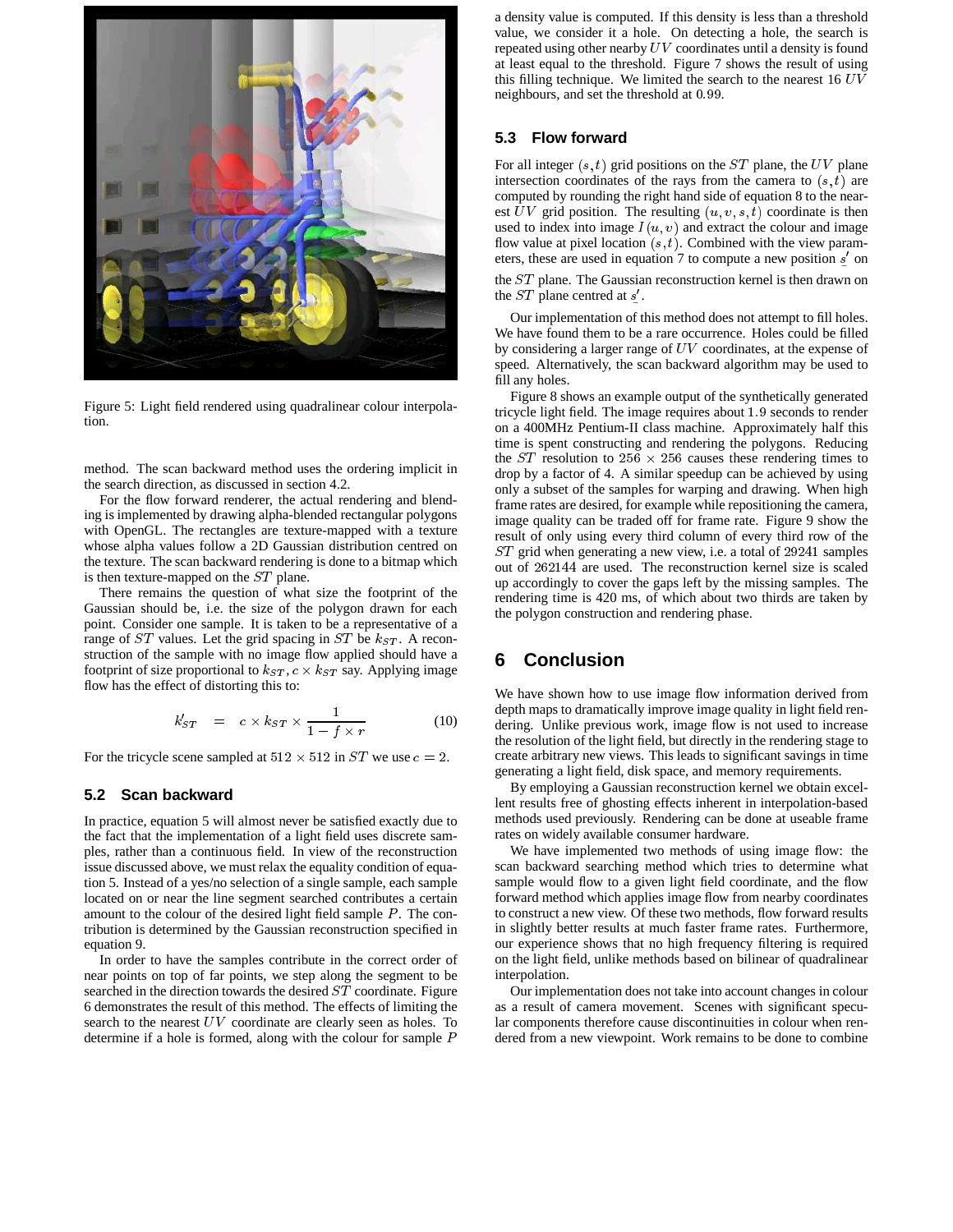Figure 5: Light field rendered using quadralinear colour interpolation.

method. The scan backward method uses the ordering implicit in the search direction, as discussed in section 4.2.

For the flow forward renderer, the actual rendering and blending is implemented by drawing alpha-blended rectangular polygons with OpenGL. The rectangles are texture-mapped with a texture whose alpha values follow a 2D Gaussian distribution centred on the texture. The scan backward rendering is done to a bitmap which is then texture-mapped on the $ST$ plane.

There remains the question of what size the footprint of the Gaussian should be, i.e. the size of the polygon drawn for each point. Consider one sample. It is taken to be a representative of a range of $ST$ values. Let the grid spacing in $ST$ be $k_{ST}$. A reconstruction of the sample with no image flow applied should have a footprint of size proportional to $k_{ST}$, $c \times k_{ST}$ say. Applying image flow has the effect of distorting this to:

$$k'_{ST} \quad = \quad c \times k_{ST} \times \frac{1}{1 - f \times r} \tag{10}$$

For the tricycle scene sampled at $512 \times 512$ in $ST$ we use $c = 2$.

### 5.2 Scan backward

In practice, equation 5 will almost never be satisfied exactly due to the fact that the implementation of a light field uses discrete samples, rather than a continuous field. In view of the reconstruction issue discussed above, we must relax the equality condition of equation 5. Instead of a yes/no selection of a single sample, each sample located on or near the line segment searched contributes a certain amount to the colour of the desired light field sample $P$. The contribution is determined by the Gaussian reconstruction specified in equation 9.

In order to have the samples contribute in the correct order of near points on top of far points, we step along the segment to be searched in the direction towards the desired $ST$ coordinate. Figure 6 demonstrates the result of this method. The effects of limiting the search to the nearest $UV$ coordinate are clearly seen as holes. To determine if a hole is formed, along with the colour for sample $P$ a density value is computed. If this density is less than a threshold value, we consider it a hole. On detecting a hole, the search is repeated using other nearby $UV$ coordinates until a density is found at least equal to the threshold. Figure 7 shows the result of using this filling technique. We limited the search to the nearest 16 $UV$ neighbours, and set the threshold at $0.99$.

### 5.3 Flow forward

For all integer $(s, t)$ grid positions on the $ST$ plane, the $UV$ plane intersection coordinates of the rays from the camera to $(s, t)$ are computed by rounding the right hand side of equation 8 to the nearest $UV$ grid position. The resulting $(u, v, s, t)$ coordinate is then used to index into image $I(u, v)$ and extract the colour and image flow value at pixel location $(s, t)$. Combined with the view parameters, these are used in equation 7 to compute a new position $\underline{s}'$ on the $ST$ plane. The Gaussian reconstruction kernel is then drawn on the $ST$ plane centred at $\underline{s}'$.

Our implementation of this method does not attempt to fill holes. We have found them to be a rare occurrence. Holes could be filled by considering a larger range of $UV$ coordinates, at the expense of speed. Alternatively, the scan backward algorithm may be used to fill any holes.

Figure 8 shows an example output of the synthetically generated tricycle light field. The image requires about $1.9$ seconds to render on a 400MHz Pentium-II class machine. Approximately half this time is spent constructing and rendering the polygons. Reducing the $ST$ resolution to $256 \times 256$ causes these rendering times to drop by a factor of 4. A similar speedup can be achieved by using only a subset of the samples for warping and drawing. When high frame rates are desired, for example while repositioning the camera, image quality can be traded off for frame rate. Figure 9 show the result of only using every third column of every third row of the $ST$ grid when generating a new view, i.e. a total of $29241$ samples out of $262144$ are used. The reconstruction kernel size is scaled up accordingly to cover the gaps left by the missing samples. The rendering time is 420 ms, of which about two thirds are taken by the polygon construction and rendering phase.

## 6 Conclusion

We have shown how to use image flow information derived from depth maps to dramatically improve image quality in light field rendering. Unlike previous work, image flow is not used to increase the resolution of the light field, but directly in the rendering stage to create arbitrary new views. This leads to significant savings in time generating a light field, disk space, and memory requirements.

By employing a Gaussian reconstruction kernel we obtain excellent results free of ghosting effects inherent in interpolation-based methods used previously. Rendering can be done at useable frame rates on widely available consumer hardware.

We have implemented two methods of using image flow: the scan backward searching method which tries to determine what sample would flow to a given light field coordinate, and the flow forward method which applies image flow from nearby coordinates to construct a new view. Of these two methods, flow forward results in slightly better results at much faster frame rates. Furthermore, our experience shows that no high frequency filtering is required on the light field, unlike methods based on bilinear of quadralinear interpolation.

Our implementation does not take into account changes in colour as a result of camera movement. Scenes with significant specular components therefore cause discontinuities in colour when rendered from a new viewpoint. Work remains to be done to combine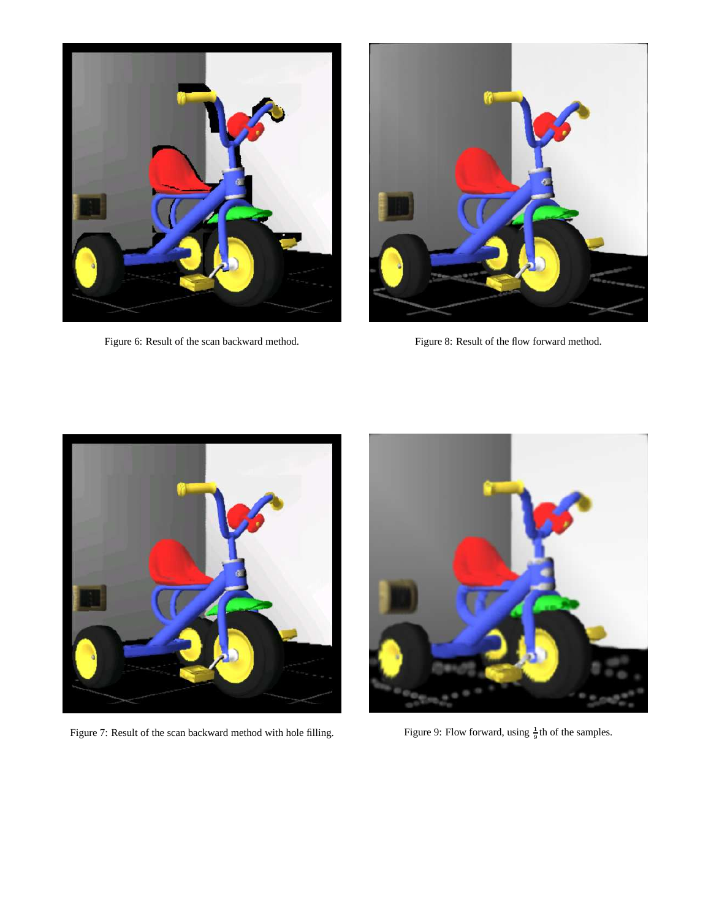Figure 6: Result of the scan backward method.

Figure 8: Result of the flow forward method.

Figure 7: Result of the scan backward method with hole filling.

Figure 9: Flow forward, using $\frac{1}{9}$th of the samples.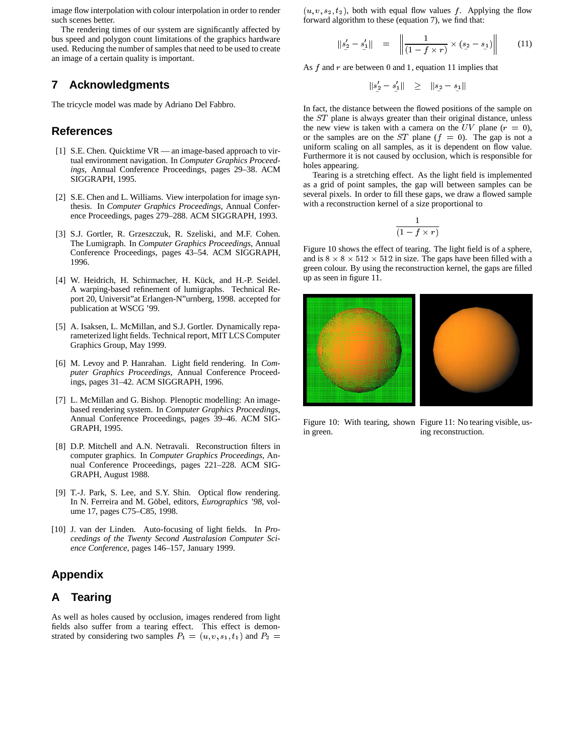image flow interpolation with colour interpolation in order to render such scenes better.

The rendering times of our system are significantly affected by bus speed and polygon count limitations of the graphics hardware used. Reducing the number of samples that need to be used to create an image of a certain quality is important.

## 7 Acknowledgments

The tricycle model was made by Adriano Del Fabbro.

## References

[1] S.E. Chen. Quicktime VR — an image-based approach to virtual environment navigation. In *Computer Graphics Proceedings*, Annual Conference Proceedings, pages 29–38. ACM SIGGRAPH, 1995.

[2] S.E. Chen and L. Williams. View interpolation for image synthesis. In *Computer Graphics Proceedings*, Annual Conference Proceedings, pages 279–288. ACM SIGGRAPH, 1993.

[3] S.J. Gortler, R. Grzeszczuk, R. Szeliski, and M.F. Cohen. The Lumigraph. In *Computer Graphics Proceedings*, Annual Conference Proceedings, pages 43–54. ACM SIGGRAPH, 1996.

[4] W. Heidrich, H. Schirmacher, H. Kück, and H.-P. Seidel. A warping-based refinement of lumigraphs. Technical Report 20, Universit"at Erlangen-N"urnberg, 1998. accepted for publication at WSCG '99.

[5] A. Isaksen, L. McMillan, and S.J. Gortler. Dynamically reparameterized light fields. Technical report, MIT LCS Computer Graphics Group, May 1999.

[6] M. Levoy and P. Hanrahan. Light field rendering. In *Computer Graphics Proceedings*, Annual Conference Proceedings, pages 31–42. ACM SIGGRAPH, 1996.

[7] L. McMillan and G. Bishop. Plenoptic modelling: An image-based rendering system. In *Computer Graphics Proceedings*, Annual Conference Proceedings, pages 39–46. ACM SIGGRAPH, 1995.

[8] D.P. Mitchell and A.N. Netravali. Reconstruction filters in computer graphics. In *Computer Graphics Proceedings*, Annual Conference Proceedings, pages 221–228. ACM SIGGRAPH, August 1988.

[9] T.-J. Park, S. Lee, and S.Y. Shin. Optical flow rendering. In N. Ferreira and M. Göbel, editors, *Eurographics '98*, volume 17, pages C75–C85, 1998.

[10] J. van der Linden. Auto-focusing of light fields. In *Proceedings of the Twenty Second Australasion Computer Science Conference*, pages 146–157, January 1999.

## Appendix

## A Tearing

As well as holes caused by occlusion, images rendered from light fields also suffer from a tearing effect. This effect is demonstrated by considering two samples $P_1 = (u, v, s_1, t_1)$ and $P_2 = (u, v, s_2, t_2)$, both with equal flow values $f$. Applying the flow forward algorithm to these (equation 7), we find that:

$$||\underline{s}_2' - \underline{s}_1'|| = \left\| \frac{1}{(1 - f \times r)} \times (\underline{s}_2 - \underline{s}_1) \right\| \quad (11)$$

As $f$ and $r$ are between 0 and 1, equation 11 implies that

$$||\underline{s}_2' - \underline{s}_1'|| \geq ||\underline{s}_2 - \underline{s}_1||$$

In fact, the distance between the flowed positions of the sample on the $ST$ plane is always greater than their original distance, unless the new view is taken with a camera on the $UV$ plane ($r = 0$), or the samples are on the $ST$ plane ($f = 0$). The gap is not a uniform scaling on all samples, as it is dependent on flow value. Furthermore it is not caused by occlusion, which is responsible for holes appearing.

Tearing is a stretching effect. As the light field is implemented as a grid of point samples, the gap will between samples can be several pixels. In order to fill these gaps, we draw a flowed sample with a reconstruction kernel of a size proportional to

$$\frac{1}{(1 - f \times r)}$$

Figure 10 shows the effect of tearing. The light field is of a sphere, and is $8 \times 8 \times 512 \times 512$ in size. The gaps have been filled with a green colour. By using the reconstruction kernel, the gaps are filled up as seen in figure 11.

Figure 10: With tearing, shown in green.

Figure 11: No tearing visible, using reconstruction.